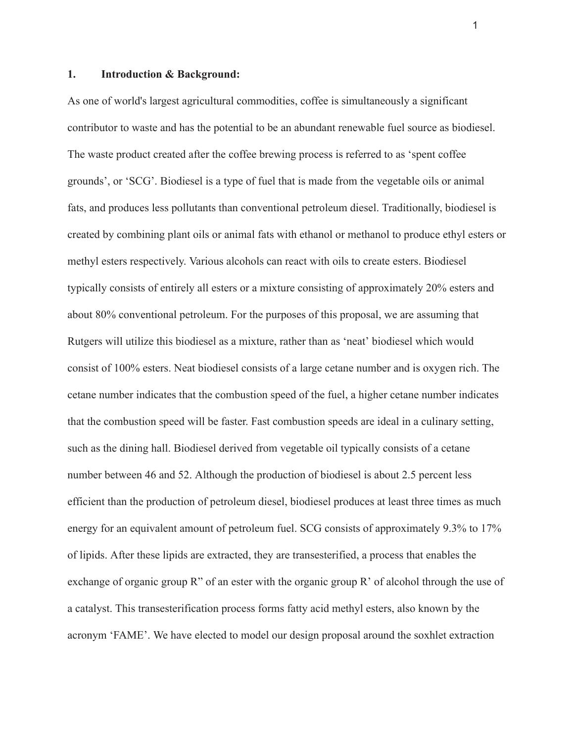## 1. Introduction & Background:

As one of world's largest agricultural commodities, coffee is simultaneously a significant contributor to waste and has the potential to be an abundant renewable fuel source as biodiesel. The waste product created after the coffee brewing process is referred to as 'spent coffee grounds', or 'SCG'. Biodiesel is a type of fuel that is made from the vegetable oils or animal fats, and produces less pollutants than conventional petroleum diesel. Traditionally, biodiesel is created by combining plant oils or animal fats with ethanol or methanol to produce ethyl esters or methyl esters respectively. Various alcohols can react with oils to create esters. Biodiesel typically consists of entirely all esters or a mixture consisting of approximately 20% esters and about 80% conventional petroleum. For the purposes of this proposal, we are assuming that Rutgers will utilize this biodiesel as a mixture, rather than as 'neat' biodiesel which would consist of 100% esters. Neat biodiesel consists of a large cetane number and is oxygen rich. The cetane number indicates that the combustion speed of the fuel, a higher cetane number indicates that the combustion speed will be faster. Fast combustion speeds are ideal in a culinary setting, such as the dining hall. Biodiesel derived from vegetable oil typically consists of a cetane number between 46 and 52. Although the production of biodiesel is about 2.5 percent less efficient than the production of petroleum diesel, biodiesel produces at least three times as much energy for an equivalent amount of petroleum fuel. SCG consists of approximately 9.3% to 17% of lipids. After these lipids are extracted, they are transesterified, a process that enables the exchange of organic group R" of an ester with the organic group R' of alcohol through the use of a catalyst. This transesterification process forms fatty acid methyl esters, also known by the acronym 'FAME'. We have elected to model our design proposal around the soxhlet extraction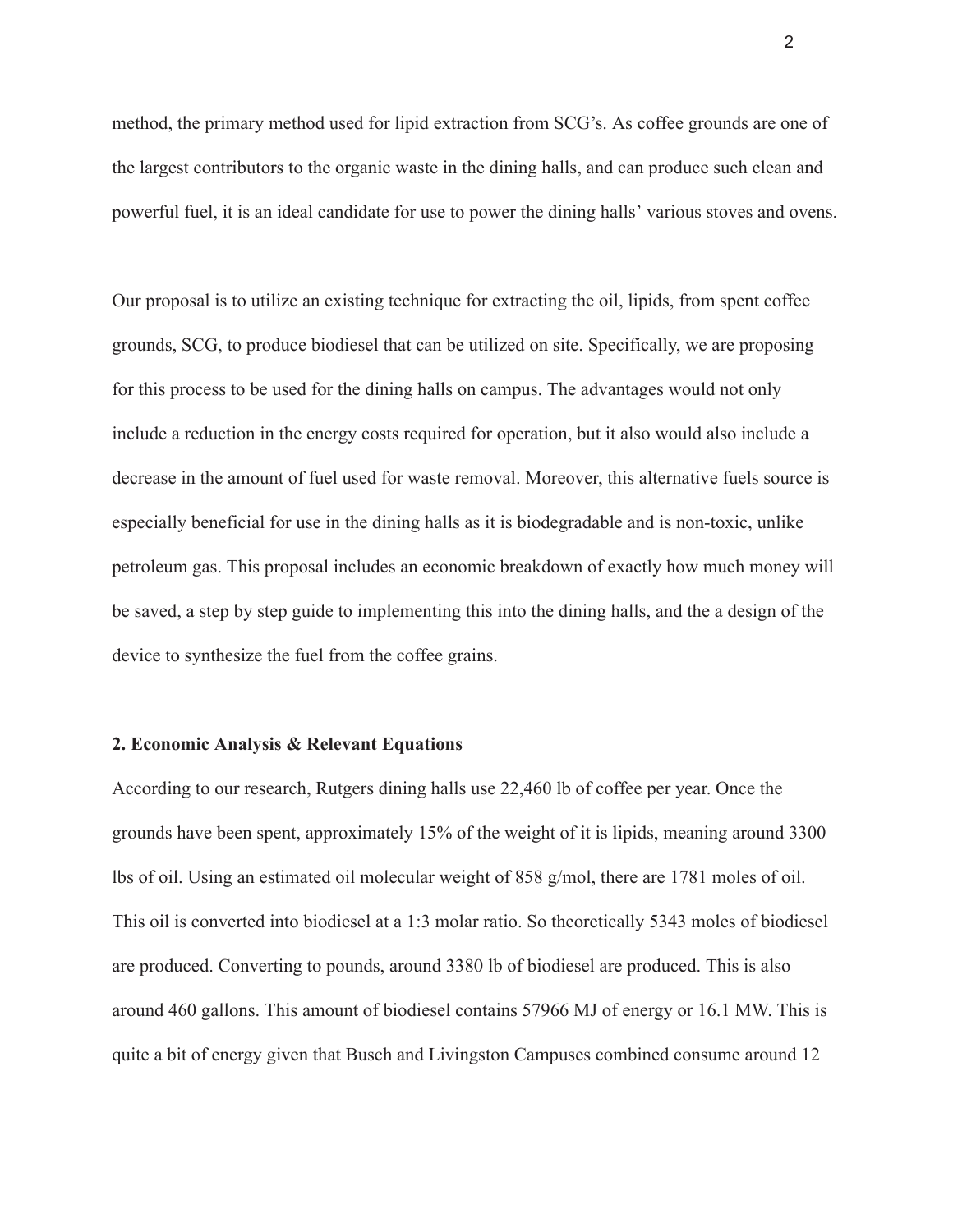method, the primary method used for lipid extraction from SCG's. As coffee grounds are one of the largest contributors to the organic waste in the dining halls, and can produce such clean and powerful fuel, it is an ideal candidate for use to power the dining halls' various stoves and ovens.

Our proposal is to utilize an existing technique for extracting the oil, lipids, from spent coffee grounds, SCG, to produce biodiesel that can be utilized on site. Specifically, we are proposing for this process to be used for the dining halls on campus. The advantages would not only include a reduction in the energy costs required for operation, but it also would also include a decrease in the amount of fuel used for waste removal. Moreover, this alternative fuels source is especially beneficial for use in the dining halls as it is biodegradable and is non-toxic, unlike petroleum gas. This proposal includes an economic breakdown of exactly how much money will be saved, a step by step guide to implementing this into the dining halls, and the a design of the device to synthesize the fuel from the coffee grains.

**2. Economic Analysis & Relevant Equations**

According to our research, Rutgers dining halls use 22,460 lb of coffee per year. Once the grounds have been spent, approximately 15% of the weight of it is lipids, meaning around 3300 lbs of oil. Using an estimated oil molecular weight of 858 g/mol, there are 1781 moles of oil. This oil is converted into biodiesel at a 1:3 molar ratio. So theoretically 5343 moles of biodiesel are produced. Converting to pounds, around 3380 lb of biodiesel are produced. This is also around 460 gallons. This amount of biodiesel contains 57966 MJ of energy or 16.1 MW. This is quite a bit of energy given that Busch and Livingston Campuses combined consume around 12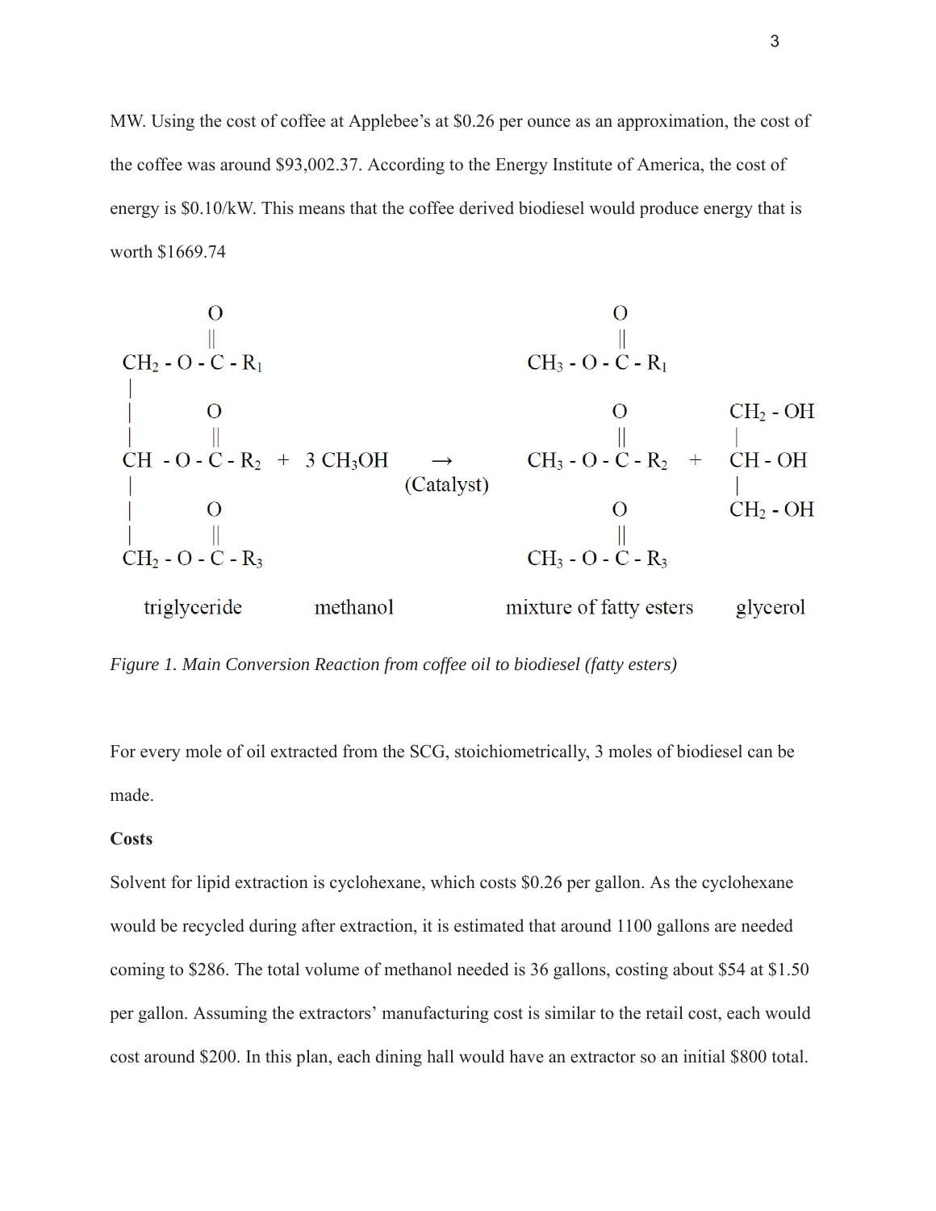MW. Using the cost of coffee at Applebee's at \$0.26 per ounce as an approximation, the cost of the coffee was around \$93,002.37. According to the Energy Institute of America, the cost of energy is \$0.10/kW. This means that the coffee derived biodiesel would produce energy that is worth \$1669.74

$$
\begin{array}{l}
CH_2 - O - \overset{\displaystyle O}{\overset{\|}{C}} - R_1 \\
| \\
CH - O - \overset{\displaystyle O}{\overset{\|}{C}} - R_2 \\
| \\
CH_2 - O - \overset{\displaystyle O}{\overset{\|}{C}} - R_3
\end{array}
\;+\; 3\,CH_3OH \;\xrightarrow[\text{(Catalyst)}]{}\;
\begin{array}{l}
CH_3 - O - \overset{\displaystyle O}{\overset{\|}{C}} - R_1 \\
CH_3 - O - \overset{\displaystyle O}{\overset{\|}{C}} - R_2 \\
CH_3 - O - \overset{\displaystyle O}{\overset{\|}{C}} - R_3
\end{array}
\;+\;
\begin{array}{l}
CH_2 - OH \\
| \\
CH - OH \\
| \\
CH_2 - OH
\end{array}
$$

$$
\text{triglyceride} \qquad \text{methanol} \qquad \text{mixture of fatty esters} \qquad \text{glycerol}
$$

*Figure 1. Main Conversion Reaction from coffee oil to biodiesel (fatty esters)*

For every mole of oil extracted from the SCG, stoichiometrically, 3 moles of biodiesel can be made.

**Costs**

Solvent for lipid extraction is cyclohexane, which costs \$0.26 per gallon. As the cyclohexane would be recycled during after extraction, it is estimated that around 1100 gallons are needed coming to \$286. The total volume of methanol needed is 36 gallons, costing about \$54 at \$1.50 per gallon. Assuming the extractors' manufacturing cost is similar to the retail cost, each would cost around \$200. In this plan, each dining hall would have an extractor so an initial \$800 total.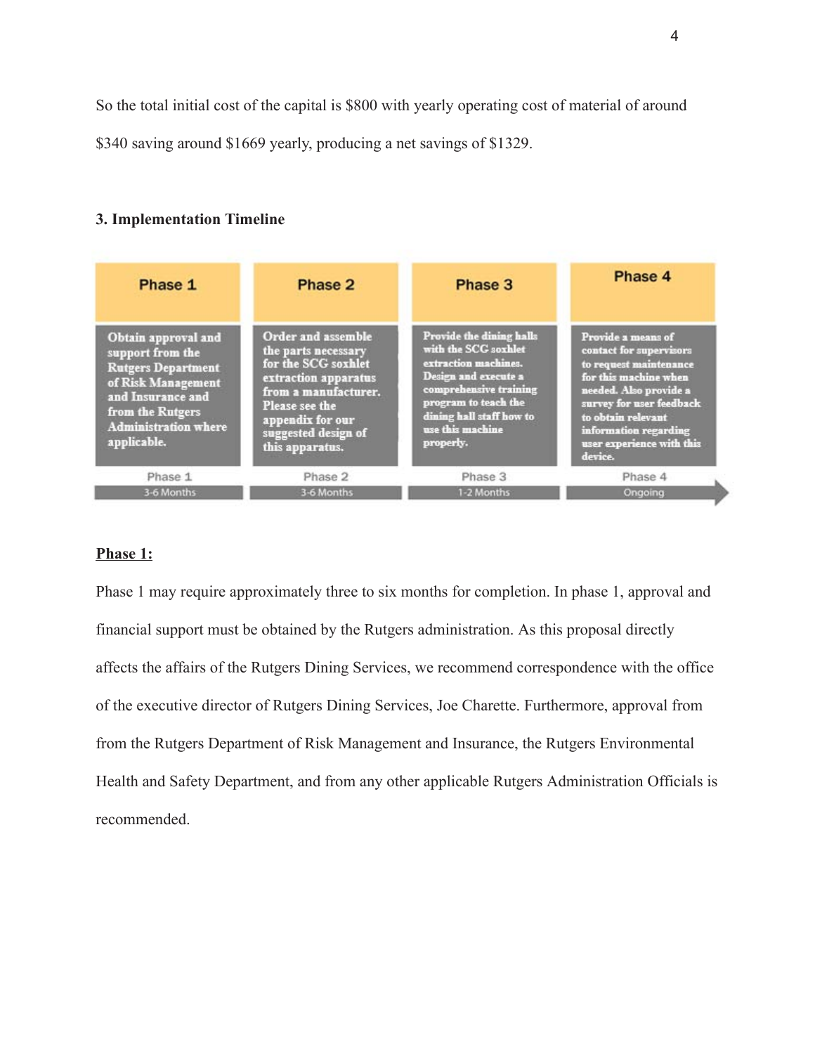So the total initial cost of the capital is $800 with yearly operating cost of material of around $340 saving around $1669 yearly, producing a net savings of $1329.

### 3. Implementation Timeline

| Phase 1 | Phase 2 | Phase 3 | Phase 4 |
| --- | --- | --- | --- |
| Obtain approval and support from the Rutgers Department of Risk Management and Insurance and from the Rutgers Administration where applicable. | Order and assemble the parts necessary for the SCG soxhlet extraction apparatus from a manufacturer. Please see the appendix for our suggested design of this apparatus. | Provide the dining halls with the SCG soxhlet extraction machines. Design and execute a comprehensive training program to teach the dining hall staff how to use this machine properly. | Provide a means of contact for supervisors to request maintenance for this machine when needed. Also provide a survey for user feedback to obtain relevant information regarding user experience with this device. |
| Phase 1 | Phase 2 | Phase 3 | Phase 4 |
| 3-6 Months | 3-6 Months | 1-2 Months | Ongoing |

**Phase 1:**

Phase 1 may require approximately three to six months for completion. In phase 1, approval and financial support must be obtained by the Rutgers administration. As this proposal directly affects the affairs of the Rutgers Dining Services, we recommend correspondence with the office of the executive director of Rutgers Dining Services, Joe Charette. Furthermore, approval from from the Rutgers Department of Risk Management and Insurance, the Rutgers Environmental Health and Safety Department, and from any other applicable Rutgers Administration Officials is recommended.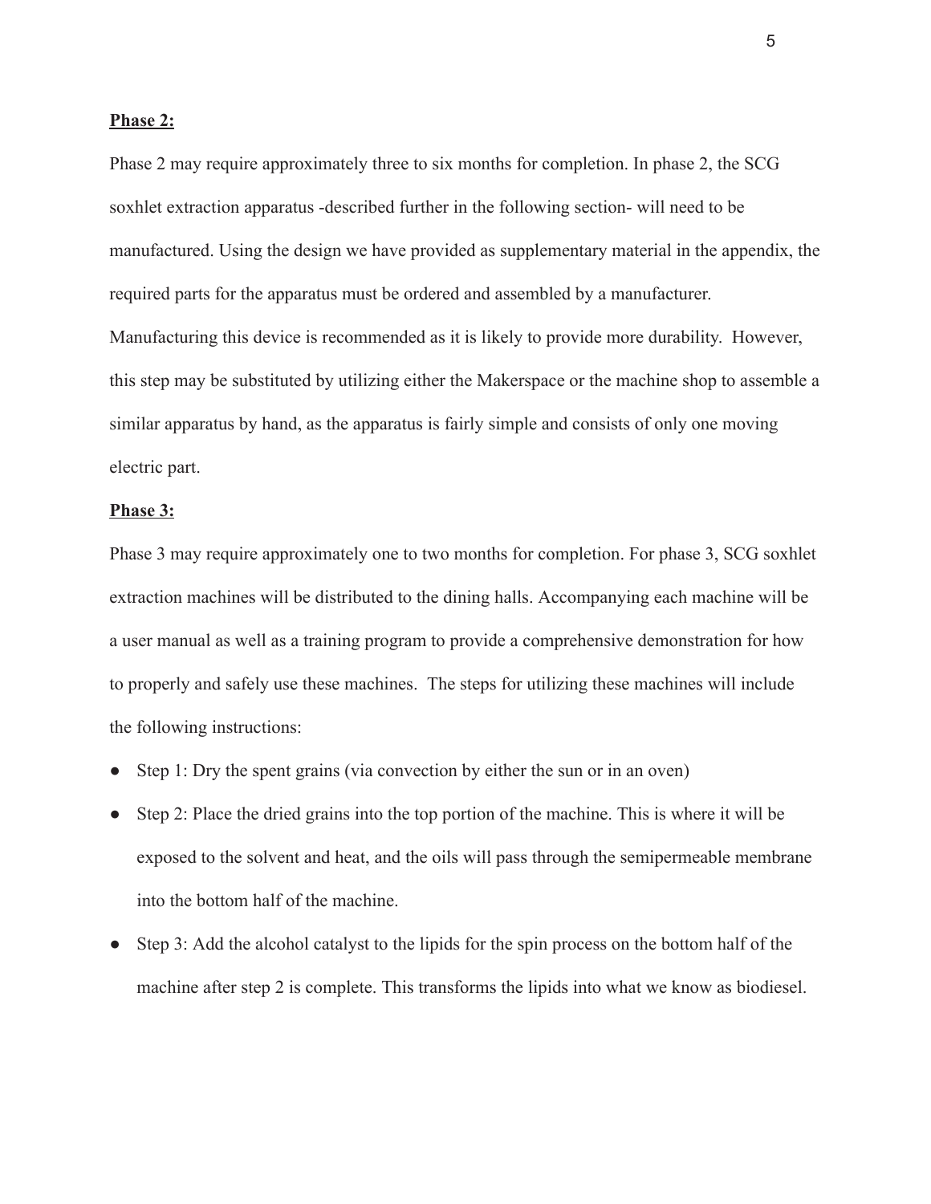**Phase 2:**

Phase 2 may require approximately three to six months for completion. In phase 2, the SCG soxhlet extraction apparatus -described further in the following section- will need to be manufactured. Using the design we have provided as supplementary material in the appendix, the required parts for the apparatus must be ordered and assembled by a manufacturer. Manufacturing this device is recommended as it is likely to provide more durability. However, this step may be substituted by utilizing either the Makerspace or the machine shop to assemble a similar apparatus by hand, as the apparatus is fairly simple and consists of only one moving electric part.

**Phase 3:**

Phase 3 may require approximately one to two months for completion. For phase 3, SCG soxhlet extraction machines will be distributed to the dining halls. Accompanying each machine will be a user manual as well as a training program to provide a comprehensive demonstration for how to properly and safely use these machines. The steps for utilizing these machines will include the following instructions:

- Step 1: Dry the spent grains (via convection by either the sun or in an oven)
- Step 2: Place the dried grains into the top portion of the machine. This is where it will be exposed to the solvent and heat, and the oils will pass through the semipermeable membrane into the bottom half of the machine.
- Step 3: Add the alcohol catalyst to the lipids for the spin process on the bottom half of the machine after step 2 is complete. This transforms the lipids into what we know as biodiesel.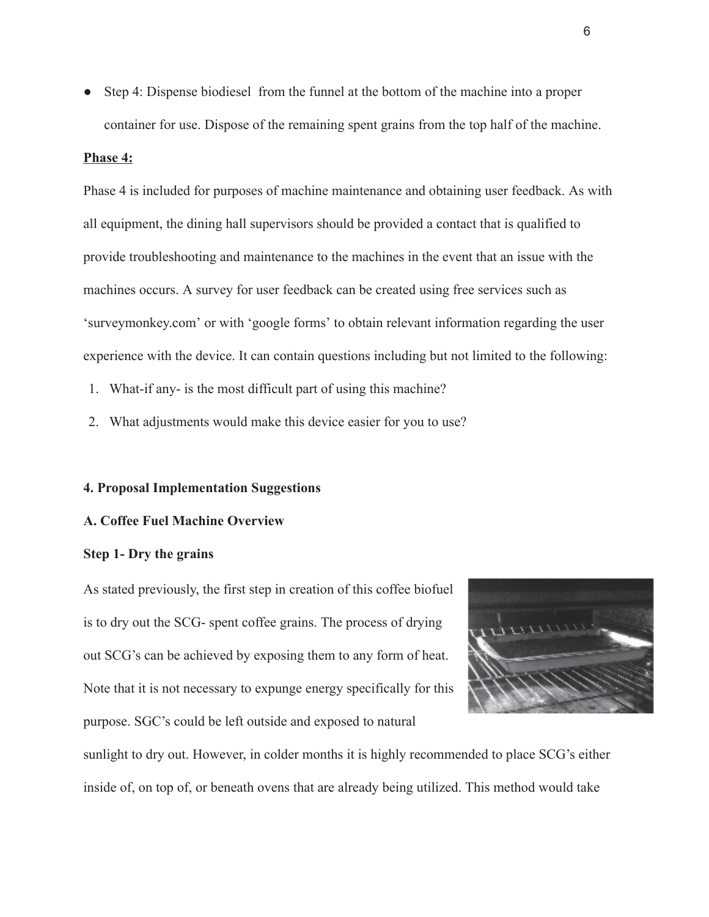- Step 4: Dispense biodiesel  from the funnel at the bottom of the machine into a proper container for use. Dispose of the remaining spent grains from the top half of the machine.

**Phase 4:**

Phase 4 is included for purposes of machine maintenance and obtaining user feedback. As with all equipment, the dining hall supervisors should be provided a contact that is qualified to provide troubleshooting and maintenance to the machines in the event that an issue with the machines occurs. A survey for user feedback can be created using free services such as 'surveymonkey.com' or with 'google forms' to obtain relevant information regarding the user experience with the device. It can contain questions including but not limited to the following:

1. What-if any- is the most difficult part of using this machine?
2. What adjustments would make this device easier for you to use?

**4. Proposal Implementation Suggestions**

**A. Coffee Fuel Machine Overview**

**Step 1- Dry the grains**

As stated previously, the first step in creation of this coffee biofuel is to dry out the SCG- spent coffee grains. The process of drying out SCG's can be achieved by exposing them to any form of heat. Note that it is not necessary to expunge energy specifically for this purpose. SGC's could be left outside and exposed to natural sunlight to dry out. However, in colder months it is highly recommended to place SCG's either inside of, on top of, or beneath ovens that are already being utilized. This method would take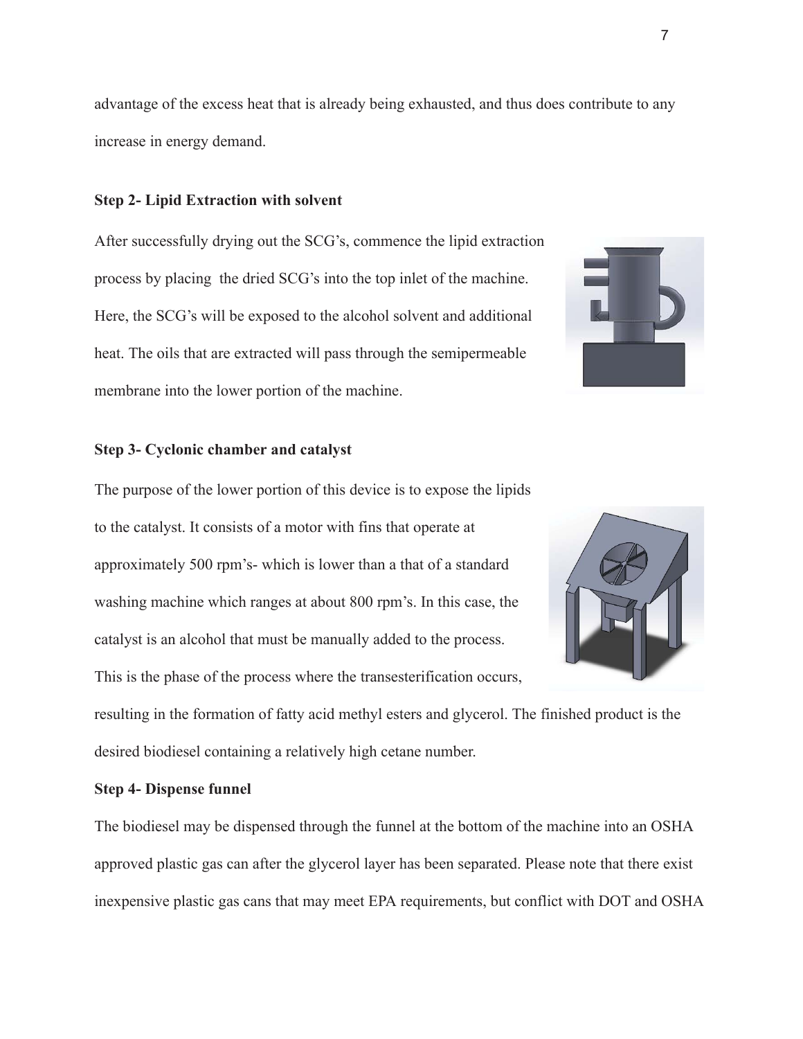advantage of the excess heat that is already being exhausted, and thus does contribute to any increase in energy demand.

**Step 2- Lipid Extraction with solvent**

After successfully drying out the SCG's, commence the lipid extraction process by placing  the dried SCG's into the top inlet of the machine. Here, the SCG's will be exposed to the alcohol solvent and additional heat. The oils that are extracted will pass through the semipermeable membrane into the lower portion of the machine.

**Step 3- Cyclonic chamber and catalyst**

The purpose of the lower portion of this device is to expose the lipids to the catalyst. It consists of a motor with fins that operate at approximately 500 rpm's- which is lower than a that of a standard washing machine which ranges at about 800 rpm's. In this case, the catalyst is an alcohol that must be manually added to the process. This is the phase of the process where the transesterification occurs, resulting in the formation of fatty acid methyl esters and glycerol. The finished product is the desired biodiesel containing a relatively high cetane number.

**Step 4- Dispense funnel**

The biodiesel may be dispensed through the funnel at the bottom of the machine into an OSHA approved plastic gas can after the glycerol layer has been separated. Please note that there exist inexpensive plastic gas cans that may meet EPA requirements, but conflict with DOT and OSHA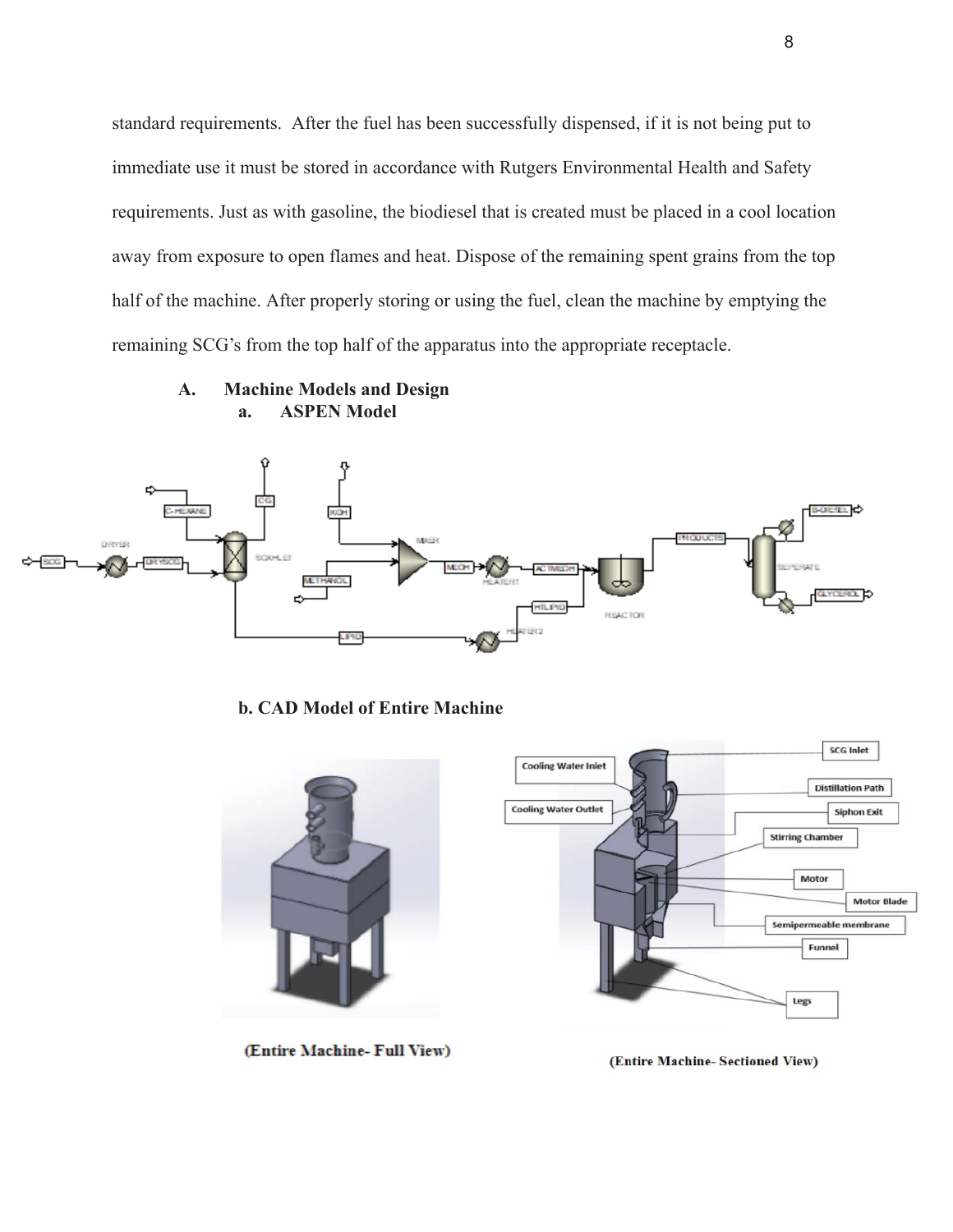standard requirements. After the fuel has been successfully dispensed, if it is not being put to immediate use it must be stored in accordance with Rutgers Environmental Health and Safety requirements. Just as with gasoline, the biodiesel that is created must be placed in a cool location away from exposure to open flames and heat. Dispose of the remaining spent grains from the top half of the machine. After properly storing or using the fuel, clean the machine by emptying the remaining SCG's from the top half of the apparatus into the appropriate receptacle.

## A. Machine Models and Design

### a. ASPEN Model

### b. CAD Model of Entire Machine

(Entire Machine- Full View)

(Entire Machine- Sectioned View)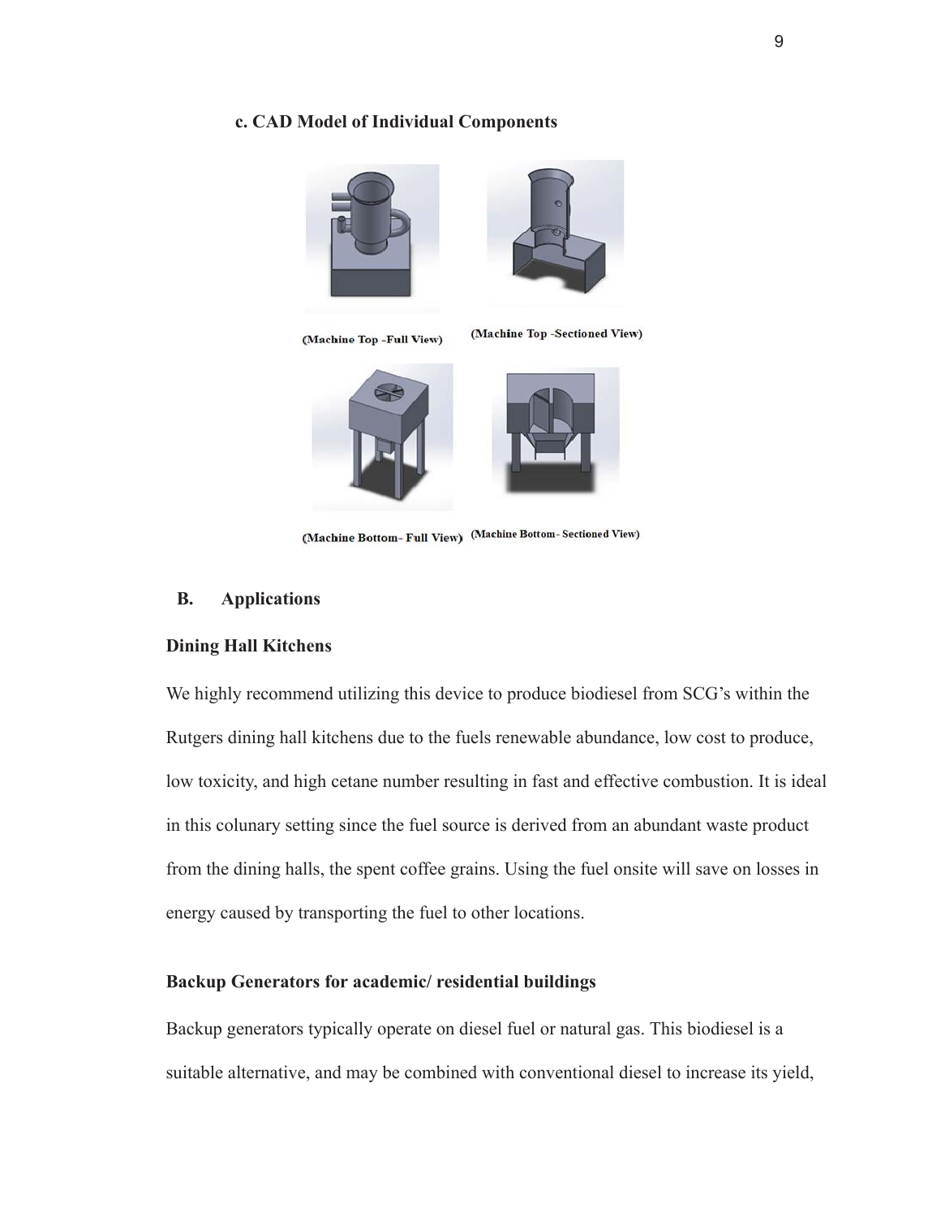### c. CAD Model of Individual Components

(Machine Top -Full View) (Machine Top -Sectioned View)

(Machine Bottom- Full View) (Machine Bottom- Sectioned View)

## B. Applications

**Dining Hall Kitchens**

We highly recommend utilizing this device to produce biodiesel from SCG's within the Rutgers dining hall kitchens due to the fuels renewable abundance, low cost to produce, low toxicity, and high cetane number resulting in fast and effective combustion. It is ideal in this colunary setting since the fuel source is derived from an abundant waste product from the dining halls, the spent coffee grains. Using the fuel onsite will save on losses in energy caused by transporting the fuel to other locations.

**Backup Generators for academic/ residential buildings**

Backup generators typically operate on diesel fuel or natural gas. This biodiesel is a suitable alternative, and may be combined with conventional diesel to increase its yield,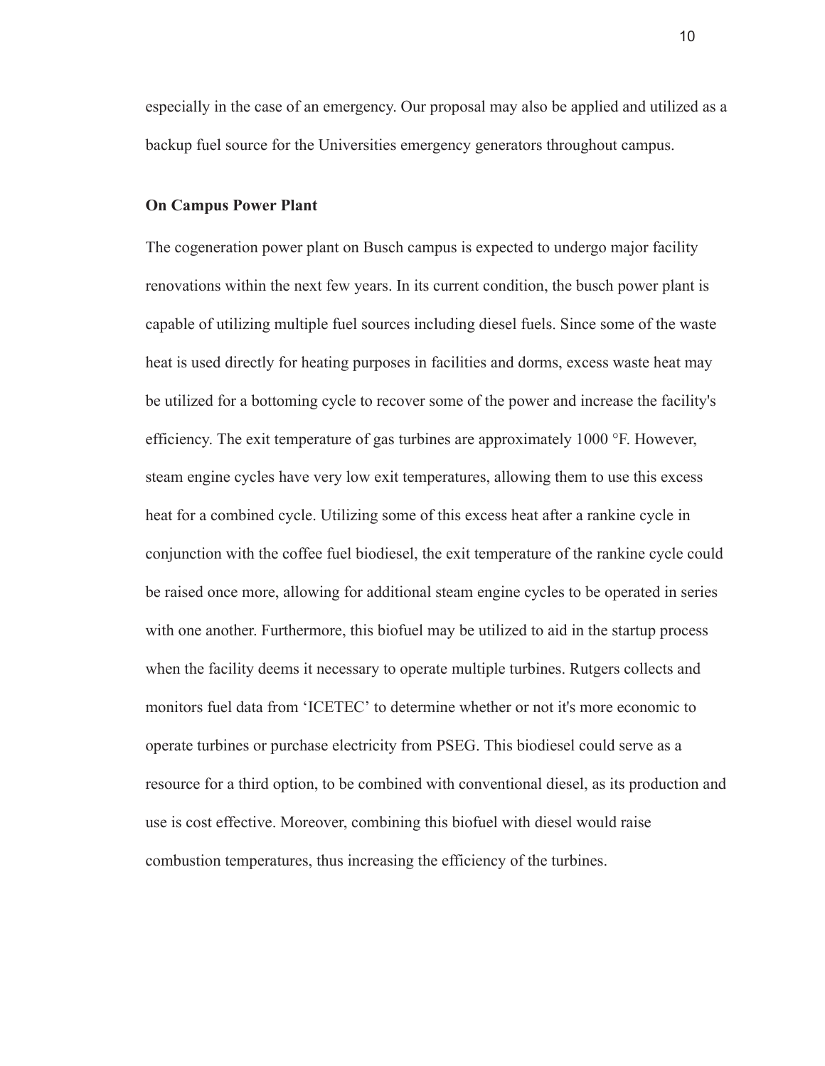especially in the case of an emergency. Our proposal may also be applied and utilized as a backup fuel source for the Universities emergency generators throughout campus.

**On Campus Power Plant**

The cogeneration power plant on Busch campus is expected to undergo major facility renovations within the next few years. In its current condition, the busch power plant is capable of utilizing multiple fuel sources including diesel fuels. Since some of the waste heat is used directly for heating purposes in facilities and dorms, excess waste heat may be utilized for a bottoming cycle to recover some of the power and increase the facility's efficiency. The exit temperature of gas turbines are approximately 1000 °F. However, steam engine cycles have very low exit temperatures, allowing them to use this excess heat for a combined cycle. Utilizing some of this excess heat after a rankine cycle in conjunction with the coffee fuel biodiesel, the exit temperature of the rankine cycle could be raised once more, allowing for additional steam engine cycles to be operated in series with one another. Furthermore, this biofuel may be utilized to aid in the startup process when the facility deems it necessary to operate multiple turbines. Rutgers collects and monitors fuel data from 'ICETEC' to determine whether or not it's more economic to operate turbines or purchase electricity from PSEG. This biodiesel could serve as a resource for a third option, to be combined with conventional diesel, as its production and use is cost effective. Moreover, combining this biofuel with diesel would raise combustion temperatures, thus increasing the efficiency of the turbines.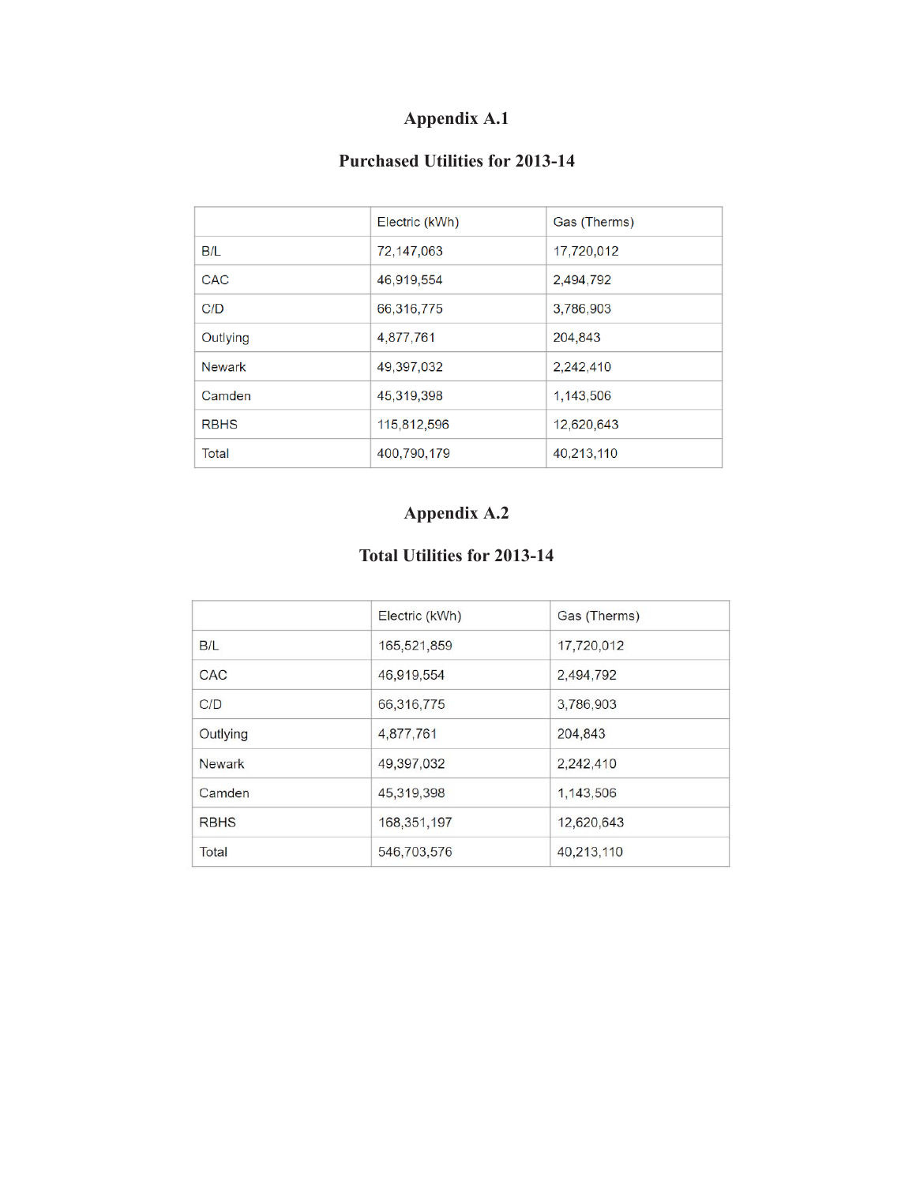# Appendix A.1

## Purchased Utilities for 2013-14

| | Electric (kWh) | Gas (Therms) |
|---|---|---|
| B/L | 72,147,063 | 17,720,012 |
| CAC | 46,919,554 | 2,494,792 |
| C/D | 66,316,775 | 3,786,903 |
| Outlying | 4,877,761 | 204,843 |
| Newark | 49,397,032 | 2,242,410 |
| Camden | 45,319,398 | 1,143,506 |
| RBHS | 115,812,596 | 12,620,643 |
| Total | 400,790,179 | 40,213,110 |

# Appendix A.2

## Total Utilities for 2013-14

| | Electric (kWh) | Gas (Therms) |
|---|---|---|
| B/L | 165,521,859 | 17,720,012 |
| CAC | 46,919,554 | 2,494,792 |
| C/D | 66,316,775 | 3,786,903 |
| Outlying | 4,877,761 | 204,843 |
| Newark | 49,397,032 | 2,242,410 |
| Camden | 45,319,398 | 1,143,506 |
| RBHS | 168,351,197 | 12,620,643 |
| Total | 546,703,576 | 40,213,110 |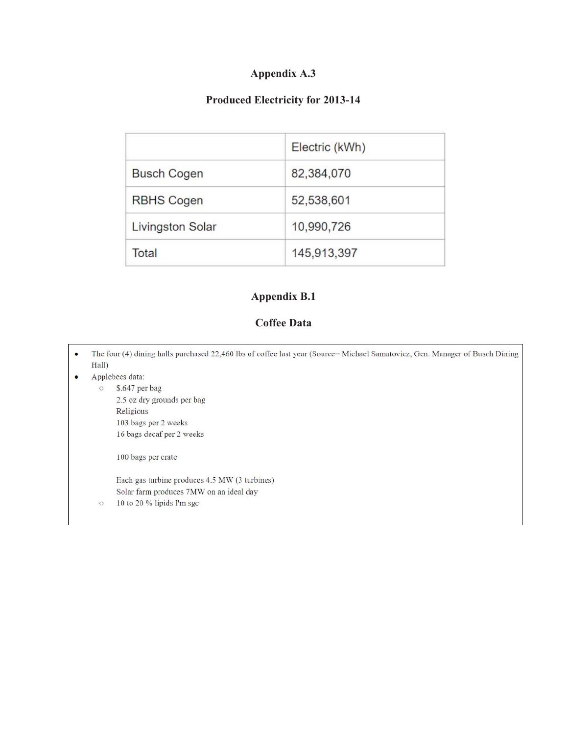## Appendix A.3

## Produced Electricity for 2013-14

| | Electric (kWh) |
|---|---|
| Busch Cogen | 82,384,070 |
| RBHS Cogen | 52,538,601 |
| Livingston Solar | 10,990,726 |
| Total | 145,913,397 |

## Appendix B.1

## Coffee Data

- The four (4) dining halls purchased 22,460 lbs of coffee last year (Source– Michael Samatovicz, Gen. Manager of Busch Dining Hall)
- Applebees data:
  - $.647 per bag  
    2.5 oz dry grounds per bag  
    Religious  
    103 bags per 2 weeks  
    16 bags decaf per 2 weeks

    100 bags per crate

    Each gas turbine produces 4.5 MW (3 turbines)  
    Solar farm produces 7MW on an ideal day
  - 10 to 20 % lipids I'm sgc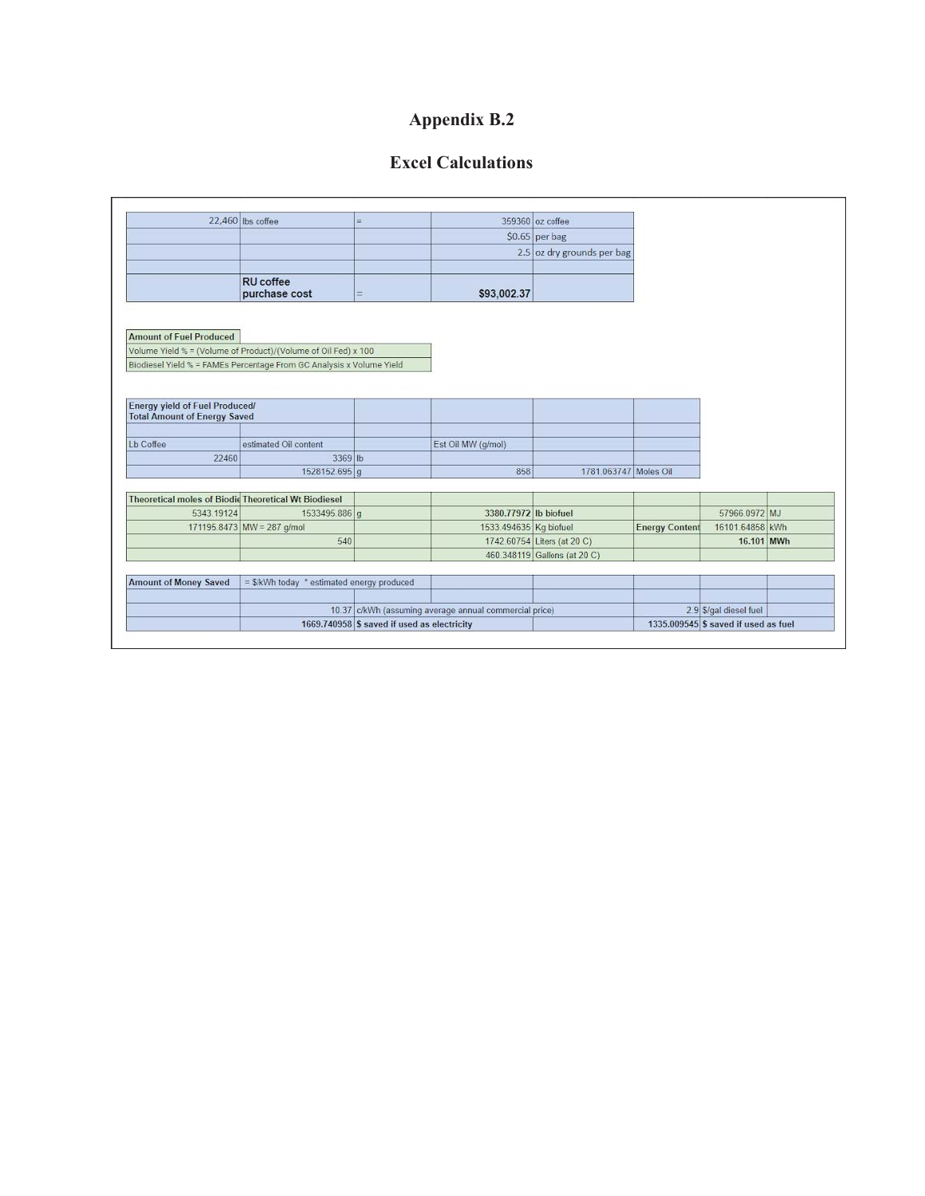## Appendix B.2

## Excel Calculations

| | | | | |
|---|---|---|---|---|
| 22,460 | lbs coffee | = | 359360 | oz coffee |
| | | | $0.65 | per bag |
| | | | 2.5 | oz dry grounds per bag |
| | | | | |
| | **RU coffee purchase cost** | = | **$93,002.37** | |

| **Amount of Fuel Produced** |
|---|
| Volume Yield % = (Volume of Product)/(Volume of Oil Fed) x 100 |
| Biodiesel Yield % = FAMEs Percentage From GC Analysis x Volume Yield |

| **Energy yield of Fuel Produced/ Total Amount of Energy Saved** | | | | | | | |
|---|---|---|---|---|---|---|---|
| | | | | | | | |
| Lb Coffee | estimated Oil content | | Est Oil MW (g/mol) | | | | |
| 22460 | 3369 | lb | | | | | |
| | 1528152.695 | g | 858 | 1781.063747 | Moles Oil | | |
| **Theoretical moles of Biodie** | **Theoretical Wt Biodiesel** | | | | | | |
| 5343.19124 | 1533495.886 | g | **3380.77972** | **lb biofuel** | | 57966.0972 | MJ |
| 171195.8473 | MW = 287 g/mol | | 1533.494635 | Kg biofuel | **Energy Content** | 16101.64858 | kWh |
| | 540 | | 1742.60754 | Liters (at 20 C) | | **16.101** | **MWh** |
| | | | 460.348119 | Gallons (at 20 C) | | | |

| **Amount of Money Saved** | = $/kWh today * estimated energy produced | | | | | |
|---|---|---|---|---|---|---|
| | | | | | | |
| | 10.37 | c/kWh (assuming average annual commercial price) | | | 2.9 | $/gal diesel fuel |
| | **1669.740958** | **$ saved if used as electricity** | | | **1335.009545** | **$ saved if used as fuel** |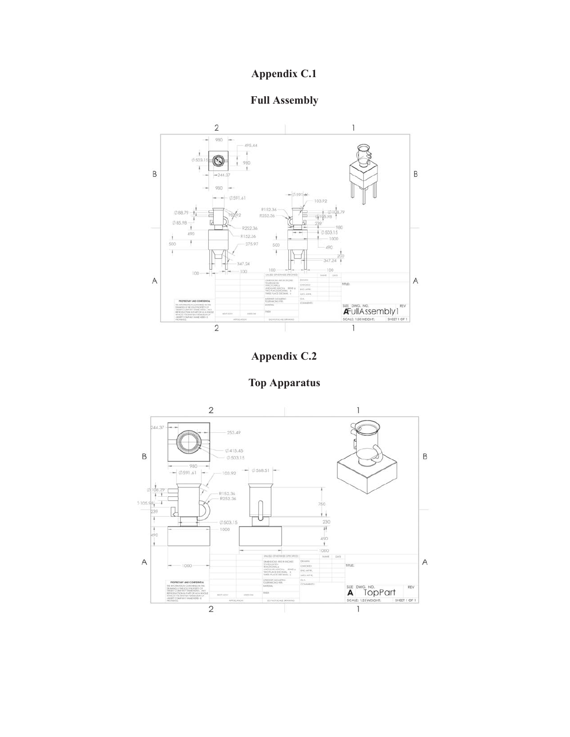# Appendix C.1

## Full Assembly

# Appendix C.2

## Top Apparatus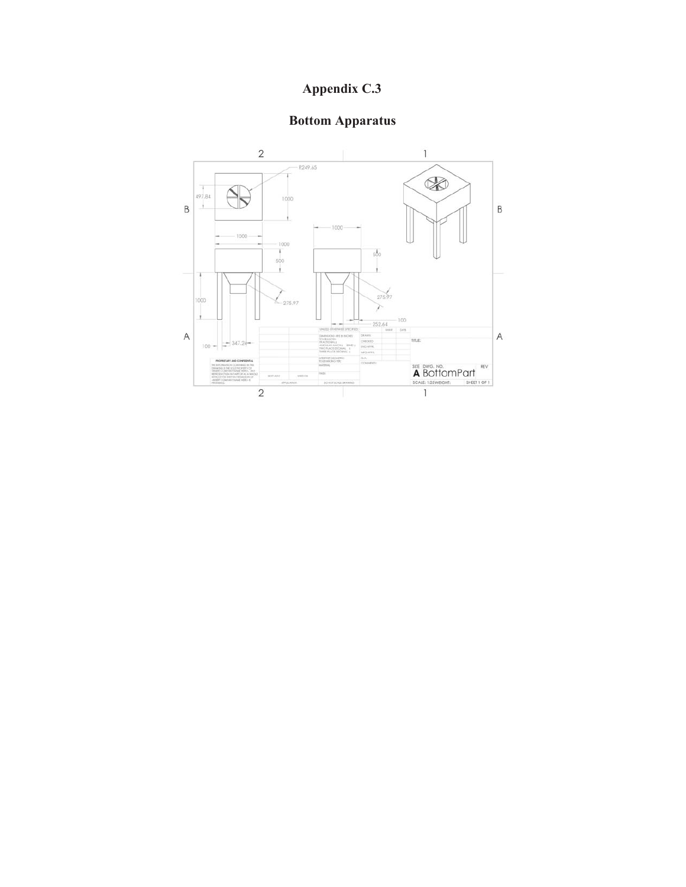# Appendix C.3

## Bottom Apparatus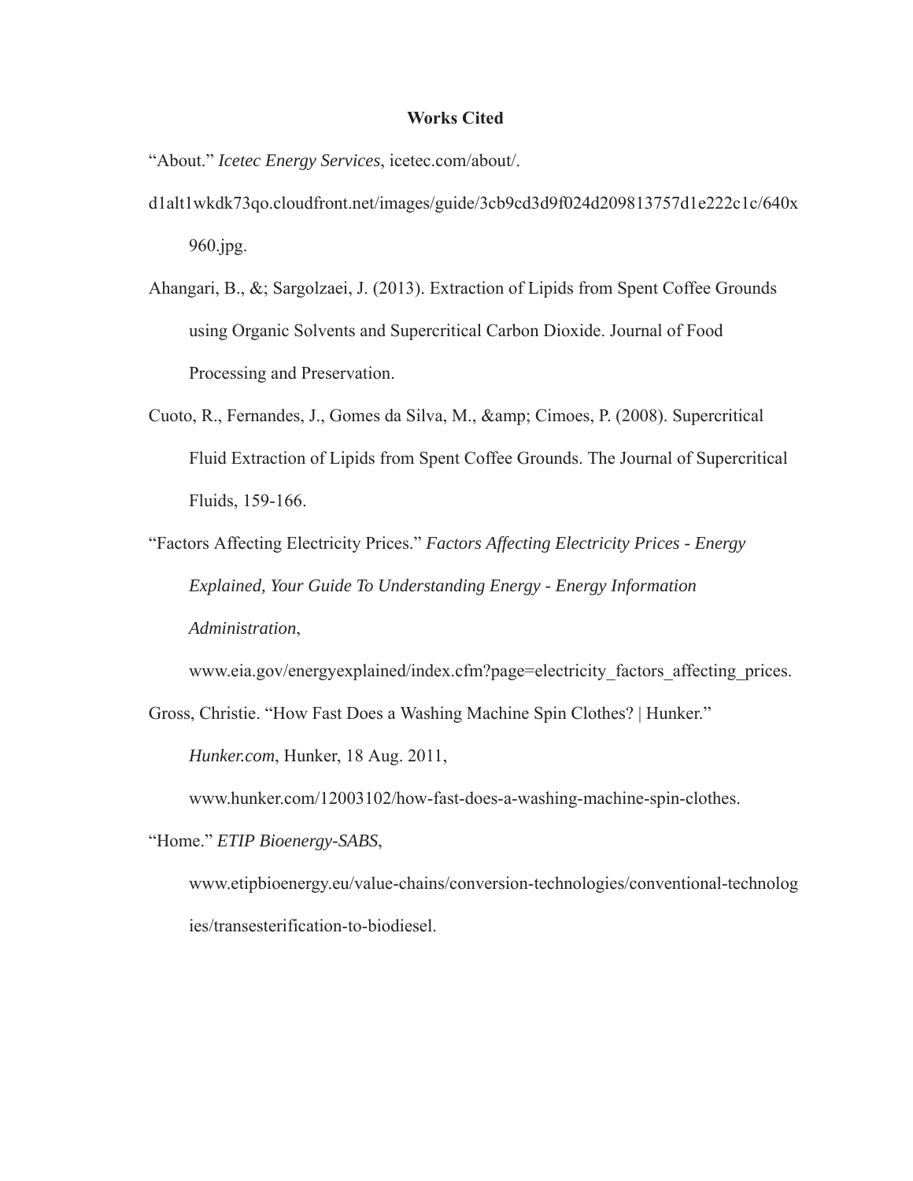**Works Cited**

“About.” *Icetec Energy Services*, icetec.com/about/.

d1alt1wkdk73qo.cloudfront.net/images/guide/3cb9cd3d9f024d209813757d1e222c1c/640x960.jpg.

Ahangari, B., &; Sargolzaei, J. (2013). Extraction of Lipids from Spent Coffee Grounds using Organic Solvents and Supercritical Carbon Dioxide. Journal of Food Processing and Preservation.

Cuoto, R., Fernandes, J., Gomes da Silva, M., &amp; Cimoes, P. (2008). Supercritical Fluid Extraction of Lipids from Spent Coffee Grounds. The Journal of Supercritical Fluids, 159-166.

“Factors Affecting Electricity Prices.” *Factors Affecting Electricity Prices - Energy Explained, Your Guide To Understanding Energy - Energy Information Administration*, www.eia.gov/energyexplained/index.cfm?page=electricity_factors_affecting_prices.

Gross, Christie. “How Fast Does a Washing Machine Spin Clothes? | Hunker.” *Hunker.com*, Hunker, 18 Aug. 2011, www.hunker.com/12003102/how-fast-does-a-washing-machine-spin-clothes.

“Home.” *ETIP Bioenergy-SABS*, www.etipbioenergy.eu/value-chains/conversion-technologies/conventional-technologies/transesterification-to-biodiesel.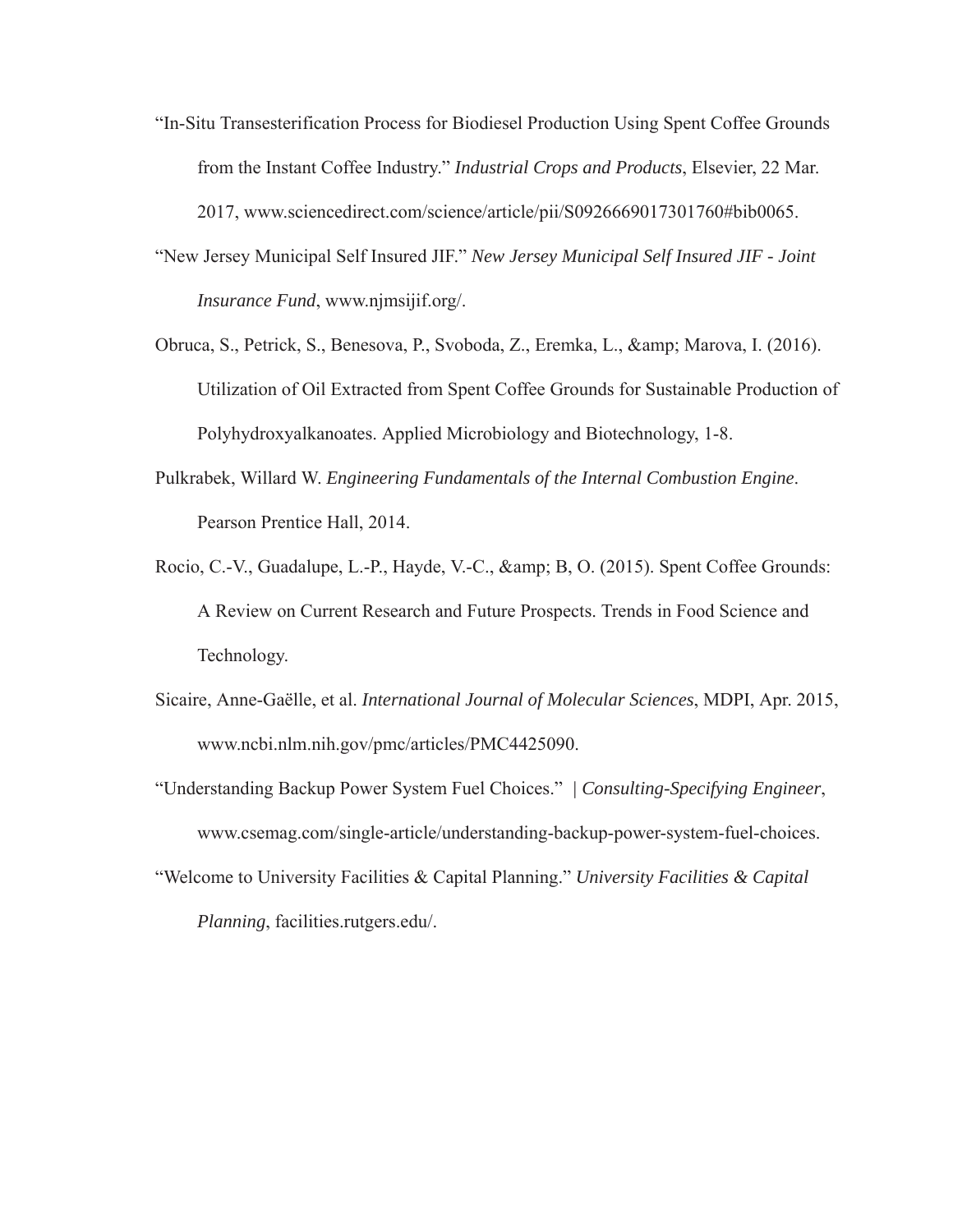“In-Situ Transesterification Process for Biodiesel Production Using Spent Coffee Grounds from the Instant Coffee Industry.” *Industrial Crops and Products*, Elsevier, 22 Mar. 2017, www.sciencedirect.com/science/article/pii/S0926669017301760#bib0065.

“New Jersey Municipal Self Insured JIF.” *New Jersey Municipal Self Insured JIF - Joint Insurance Fund*, www.njmsijif.org/.

Obruca, S., Petrick, S., Benesova, P., Svoboda, Z., Eremka, L., &amp; Marova, I. (2016). Utilization of Oil Extracted from Spent Coffee Grounds for Sustainable Production of Polyhydroxyalkanoates. Applied Microbiology and Biotechnology, 1-8.

Pulkrabek, Willard W. *Engineering Fundamentals of the Internal Combustion Engine*. Pearson Prentice Hall, 2014.

Rocio, C.-V., Guadalupe, L.-P., Hayde, V.-C., &amp; B, O. (2015). Spent Coffee Grounds: A Review on Current Research and Future Prospects. Trends in Food Science and Technology.

Sicaire, Anne-Gaëlle, et al. *International Journal of Molecular Sciences*, MDPI, Apr. 2015, www.ncbi.nlm.nih.gov/pmc/articles/PMC4425090.

“Understanding Backup Power System Fuel Choices.” | *Consulting-Specifying Engineer*, www.csemag.com/single-article/understanding-backup-power-system-fuel-choices.

“Welcome to University Facilities & Capital Planning.” *University Facilities & Capital Planning*, facilities.rutgers.edu/.